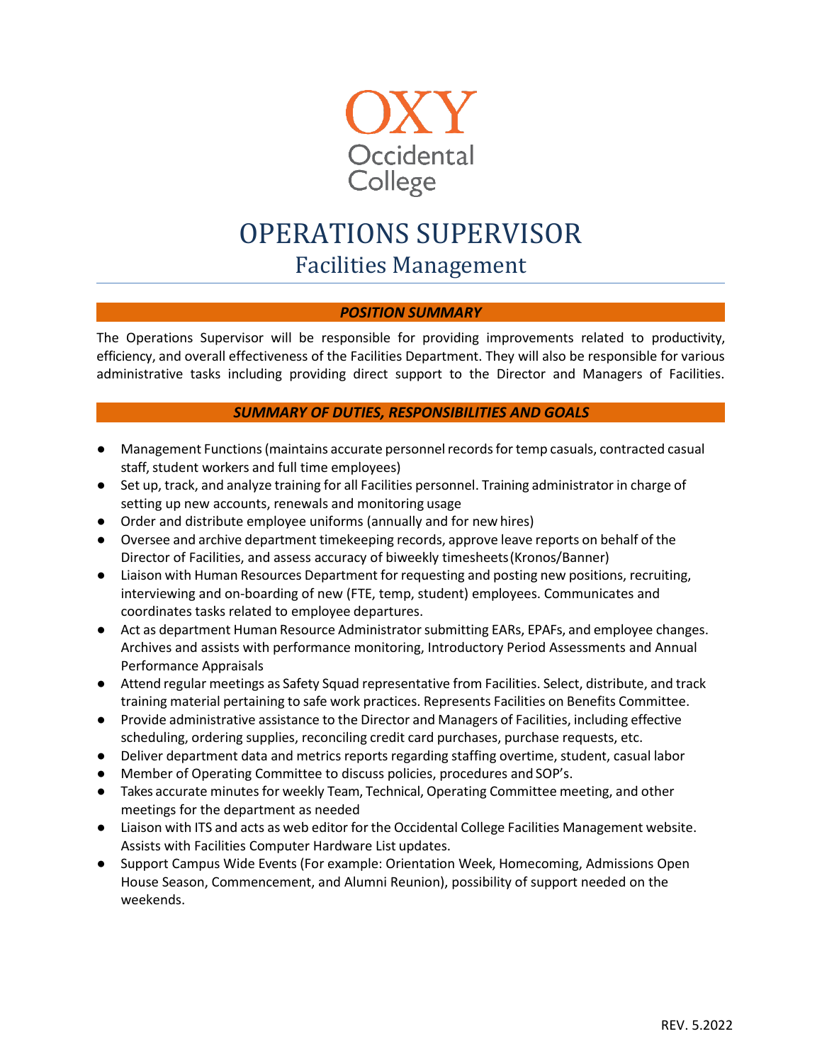OXY
Occidental
College

# OPERATIONS SUPERVISOR

## Facilities Management

### *POSITION SUMMARY*

The Operations Supervisor will be responsible for providing improvements related to productivity, efficiency, and overall effectiveness of the Facilities Department. They will also be responsible for various administrative tasks including providing direct support to the Director and Managers of Facilities.

### *SUMMARY OF DUTIES, RESPONSIBILITIES AND GOALS*

- Management Functions (maintains accurate personnel records for temp casuals, contracted casual staff, student workers and full time employees)
- Set up, track, and analyze training for all Facilities personnel. Training administrator in charge of setting up new accounts, renewals and monitoring usage
- Order and distribute employee uniforms (annually and for new hires)
- Oversee and archive department timekeeping records, approve leave reports on behalf of the Director of Facilities, and assess accuracy of biweekly timesheets (Kronos/Banner)
- Liaison with Human Resources Department for requesting and posting new positions, recruiting, interviewing and on-boarding of new (FTE, temp, student) employees. Communicates and coordinates tasks related to employee departures.
- Act as department Human Resource Administrator submitting EARs, EPAFs, and employee changes. Archives and assists with performance monitoring, Introductory Period Assessments and Annual Performance Appraisals
- Attend regular meetings as Safety Squad representative from Facilities. Select, distribute, and track training material pertaining to safe work practices. Represents Facilities on Benefits Committee.
- Provide administrative assistance to the Director and Managers of Facilities, including effective scheduling, ordering supplies, reconciling credit card purchases, purchase requests, etc.
- Deliver department data and metrics reports regarding staffing overtime, student, casual labor
- Member of Operating Committee to discuss policies, procedures and SOP's.
- Takes accurate minutes for weekly Team, Technical, Operating Committee meeting, and other meetings for the department as needed
- Liaison with ITS and acts as web editor for the Occidental College Facilities Management website. Assists with Facilities Computer Hardware List updates.
- Support Campus Wide Events (For example: Orientation Week, Homecoming, Admissions Open House Season, Commencement, and Alumni Reunion), possibility of support needed on the weekends.

REV. 5.2022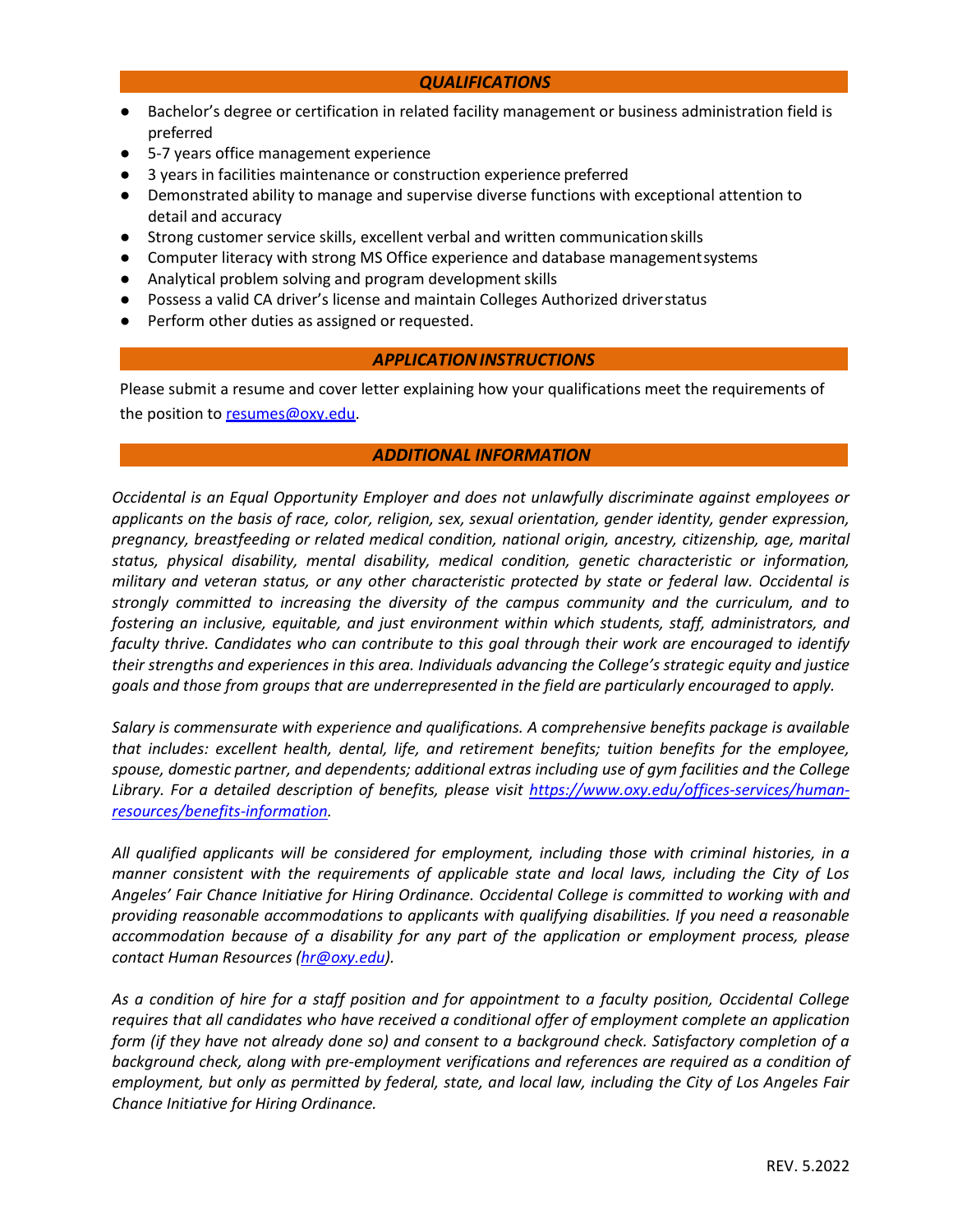## *QUALIFICATIONS*

- Bachelor's degree or certification in related facility management or business administration field is preferred
- 5-7 years office management experience
- 3 years in facilities maintenance or construction experience preferred
- Demonstrated ability to manage and supervise diverse functions with exceptional attention to detail and accuracy
- Strong customer service skills, excellent verbal and written communication skills
- Computer literacy with strong MS Office experience and database management systems
- Analytical problem solving and program development skills
- Possess a valid CA driver's license and maintain Colleges Authorized driver status
- Perform other duties as assigned or requested.

## *APPLICATION INSTRUCTIONS*

Please submit a resume and cover letter explaining how your qualifications meet the requirements of the position to [resumes@oxy.edu](mailto:resumes@oxy.edu).

## *ADDITIONAL INFORMATION*

*Occidental is an Equal Opportunity Employer and does not unlawfully discriminate against employees or applicants on the basis of race, color, religion, sex, sexual orientation, gender identity, gender expression, pregnancy, breastfeeding or related medical condition, national origin, ancestry, citizenship, age, marital status, physical disability, mental disability, medical condition, genetic characteristic or information, military and veteran status, or any other characteristic protected by state or federal law. Occidental is strongly committed to increasing the diversity of the campus community and the curriculum, and to fostering an inclusive, equitable, and just environment within which students, staff, administrators, and faculty thrive. Candidates who can contribute to this goal through their work are encouraged to identify their strengths and experiences in this area. Individuals advancing the College's strategic equity and justice goals and those from groups that are underrepresented in the field are particularly encouraged to apply.*

*Salary is commensurate with experience and qualifications. A comprehensive benefits package is available that includes: excellent health, dental, life, and retirement benefits; tuition benefits for the employee, spouse, domestic partner, and dependents; additional extras including use of gym facilities and the College Library. For a detailed description of benefits, please visit [https://www.oxy.edu/offices-services/human-resources/benefits-information](https://www.oxy.edu/offices-services/human-resources/benefits-information).*

*All qualified applicants will be considered for employment, including those with criminal histories, in a manner consistent with the requirements of applicable state and local laws, including the City of Los Angeles' Fair Chance Initiative for Hiring Ordinance. Occidental College is committed to working with and providing reasonable accommodations to applicants with qualifying disabilities. If you need a reasonable accommodation because of a disability for any part of the application or employment process, please contact Human Resources ([hr@oxy.edu](mailto:hr@oxy.edu)).*

*As a condition of hire for a staff position and for appointment to a faculty position, Occidental College requires that all candidates who have received a conditional offer of employment complete an application form (if they have not already done so) and consent to a background check. Satisfactory completion of a background check, along with pre-employment verifications and references are required as a condition of employment, but only as permitted by federal, state, and local law, including the City of Los Angeles Fair Chance Initiative for Hiring Ordinance.*

REV. 5.2022